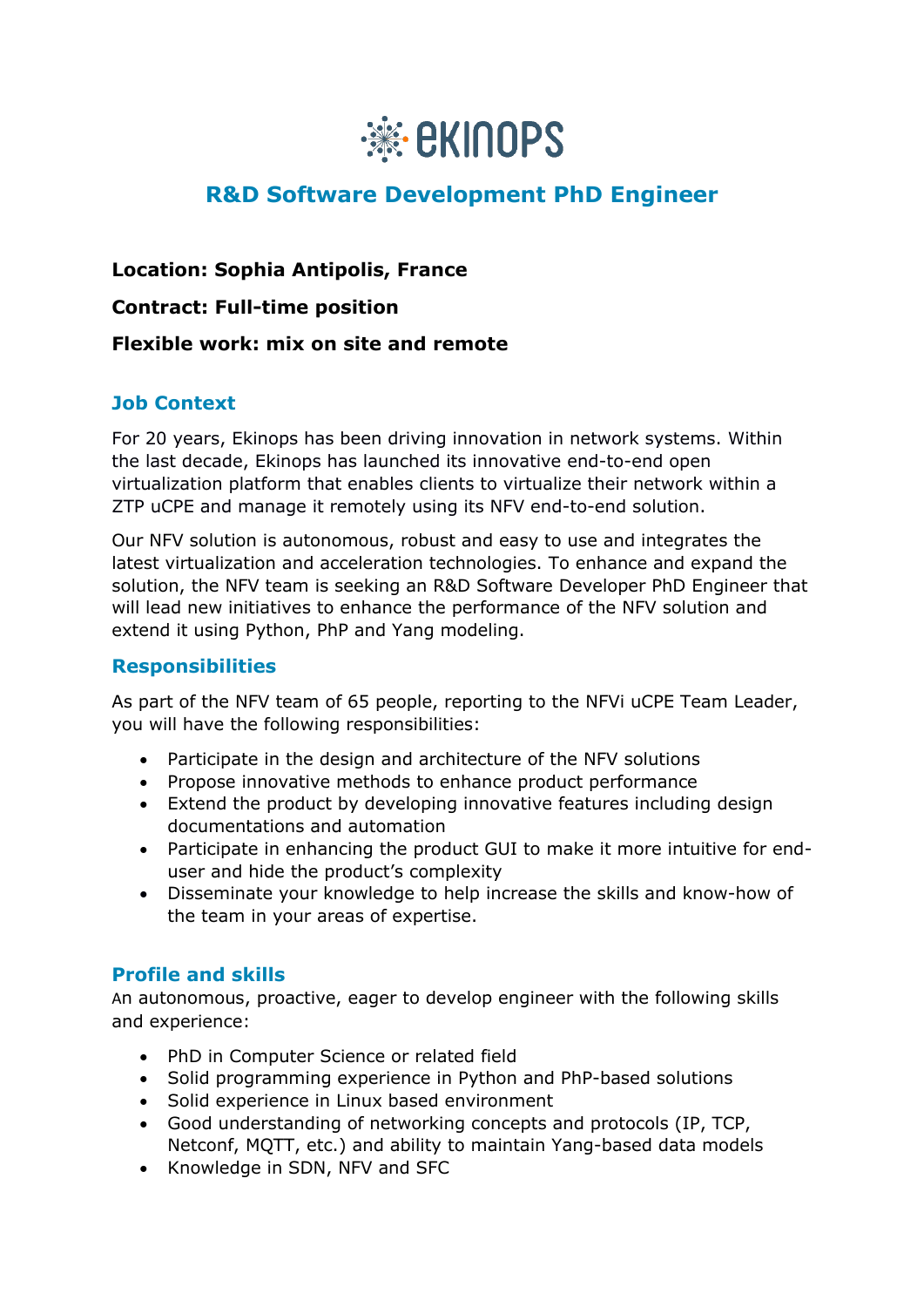# R&D Software Development PhD Engineer

**Location: Sophia Antipolis, France**

**Contract: Full-time position**

**Flexible work: mix on site and remote**

## Job Context

For 20 years, Ekinops has been driving innovation in network systems. Within the last decade, Ekinops has launched its innovative end-to-end open virtualization platform that enables clients to virtualize their network within a ZTP uCPE and manage it remotely using its NFV end-to-end solution.

Our NFV solution is autonomous, robust and easy to use and integrates the latest virtualization and acceleration technologies. To enhance and expand the solution, the NFV team is seeking an R&D Software Developer PhD Engineer that will lead new initiatives to enhance the performance of the NFV solution and extend it using Python, PhP and Yang modeling.

## Responsibilities

As part of the NFV team of 65 people, reporting to the NFVi uCPE Team Leader, you will have the following responsibilities:

- Participate in the design and architecture of the NFV solutions
- Propose innovative methods to enhance product performance
- Extend the product by developing innovative features including design documentations and automation
- Participate in enhancing the product GUI to make it more intuitive for end-user and hide the product's complexity
- Disseminate your knowledge to help increase the skills and know-how of the team in your areas of expertise.

## Profile and skills

An autonomous, proactive, eager to develop engineer with the following skills and experience:

- PhD in Computer Science or related field
- Solid programming experience in Python and PhP-based solutions
- Solid experience in Linux based environment
- Good understanding of networking concepts and protocols (IP, TCP, Netconf, MQTT, etc.) and ability to maintain Yang-based data models
- Knowledge in SDN, NFV and SFC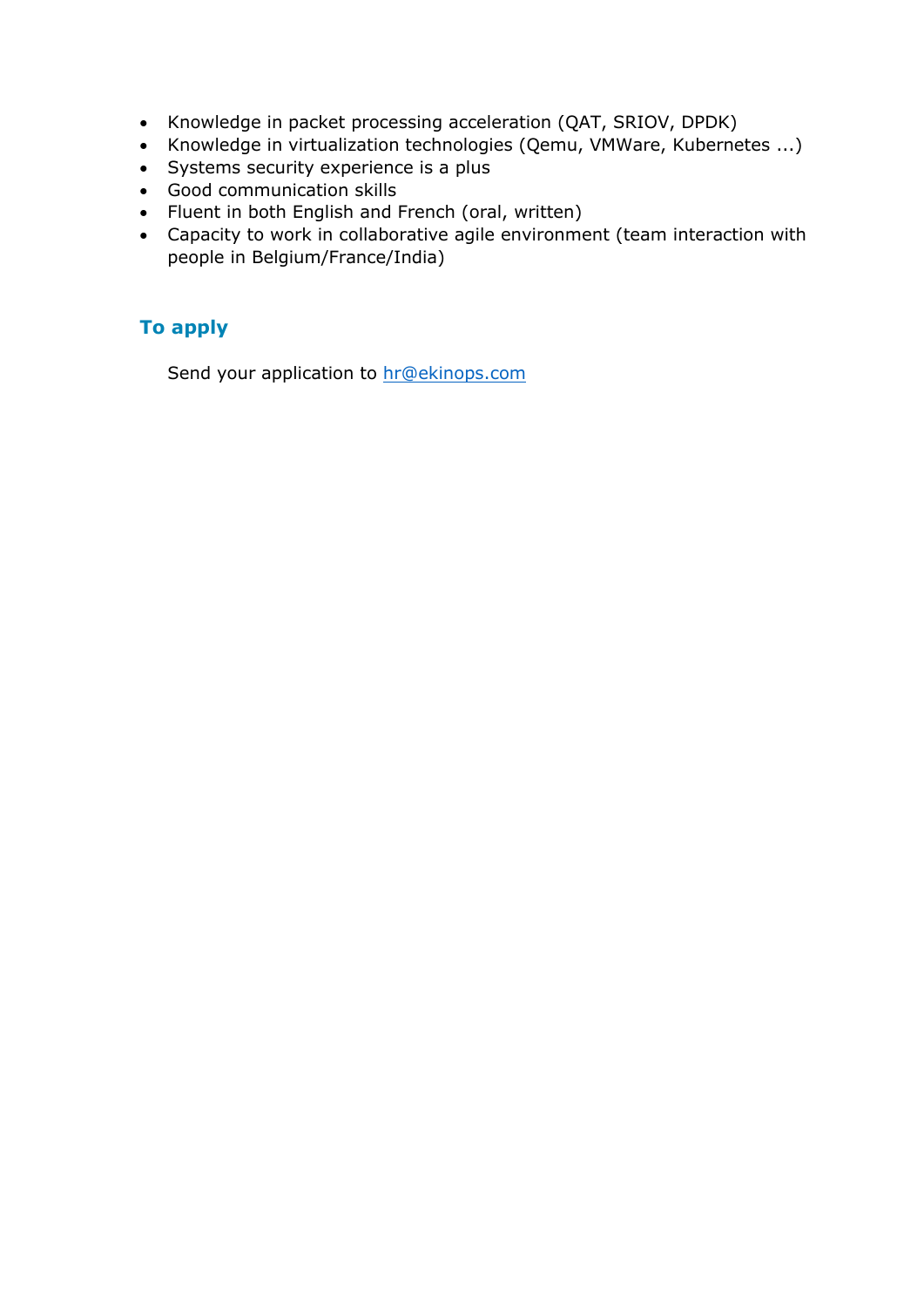- Knowledge in packet processing acceleration (QAT, SRIOV, DPDK)
- Knowledge in virtualization technologies (Qemu, VMWare, Kubernetes ...)
- Systems security experience is a plus
- Good communication skills
- Fluent in both English and French (oral, written)
- Capacity to work in collaborative agile environment (team interaction with people in Belgium/France/India)

## To apply

Send your application to hr@ekinops.com